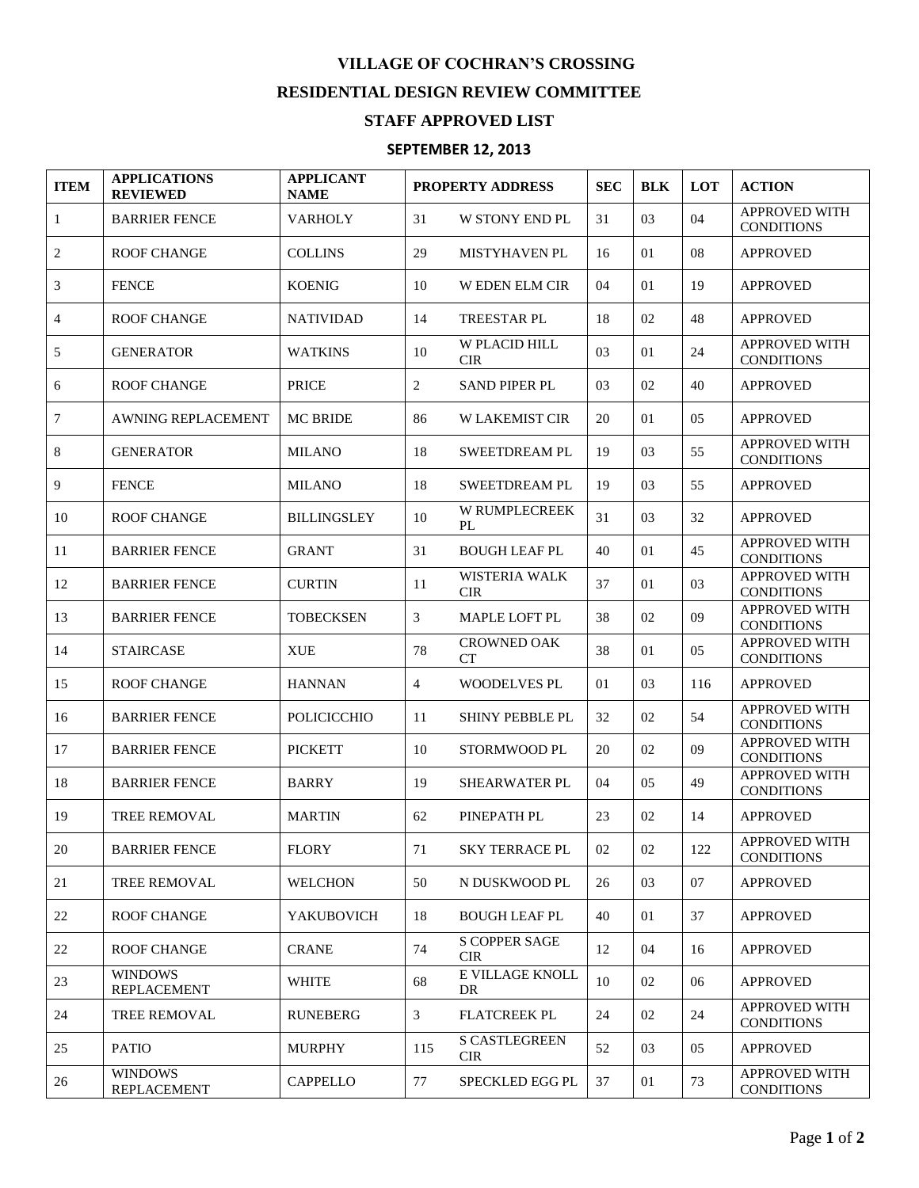# VILLAGE OF COCHRAN'S CROSSING

## RESIDENTIAL DESIGN REVIEW COMMITTEE

## STAFF APPROVED LIST

### SEPTEMBER 12, 2013

| ITEM | APPLICATIONS REVIEWED | APPLICANT NAME | PROPERTY ADDRESS | | SEC | BLK | LOT | ACTION |
|---|---|---|---|---|---|---|---|---|
| 1 | BARRIER FENCE | VARHOLY | 31 | W STONY END PL | 31 | 03 | 04 | APPROVED WITH CONDITIONS |
| 2 | ROOF CHANGE | COLLINS | 29 | MISTYHAVEN PL | 16 | 01 | 08 | APPROVED |
| 3 | FENCE | KOENIG | 10 | W EDEN ELM CIR | 04 | 01 | 19 | APPROVED |
| 4 | ROOF CHANGE | NATIVIDAD | 14 | TREESTAR PL | 18 | 02 | 48 | APPROVED |
| 5 | GENERATOR | WATKINS | 10 | W PLACID HILL CIR | 03 | 01 | 24 | APPROVED WITH CONDITIONS |
| 6 | ROOF CHANGE | PRICE | 2 | SAND PIPER PL | 03 | 02 | 40 | APPROVED |
| 7 | AWNING REPLACEMENT | MC BRIDE | 86 | W LAKEMIST CIR | 20 | 01 | 05 | APPROVED |
| 8 | GENERATOR | MILANO | 18 | SWEETDREAM PL | 19 | 03 | 55 | APPROVED WITH CONDITIONS |
| 9 | FENCE | MILANO | 18 | SWEETDREAM PL | 19 | 03 | 55 | APPROVED |
| 10 | ROOF CHANGE | BILLINGSLEY | 10 | W RUMPLECREEK PL | 31 | 03 | 32 | APPROVED |
| 11 | BARRIER FENCE | GRANT | 31 | BOUGH LEAF PL | 40 | 01 | 45 | APPROVED WITH CONDITIONS |
| 12 | BARRIER FENCE | CURTIN | 11 | WISTERIA WALK CIR | 37 | 01 | 03 | APPROVED WITH CONDITIONS |
| 13 | BARRIER FENCE | TOBECKSEN | 3 | MAPLE LOFT PL | 38 | 02 | 09 | APPROVED WITH CONDITIONS |
| 14 | STAIRCASE | XUE | 78 | CROWNED OAK CT | 38 | 01 | 05 | APPROVED WITH CONDITIONS |
| 15 | ROOF CHANGE | HANNAN | 4 | WOODELVES PL | 01 | 03 | 116 | APPROVED |
| 16 | BARRIER FENCE | POLICICCHIO | 11 | SHINY PEBBLE PL | 32 | 02 | 54 | APPROVED WITH CONDITIONS |
| 17 | BARRIER FENCE | PICKETT | 10 | STORMWOOD PL | 20 | 02 | 09 | APPROVED WITH CONDITIONS |
| 18 | BARRIER FENCE | BARRY | 19 | SHEARWATER PL | 04 | 05 | 49 | APPROVED WITH CONDITIONS |
| 19 | TREE REMOVAL | MARTIN | 62 | PINEPATH PL | 23 | 02 | 14 | APPROVED |
| 20 | BARRIER FENCE | FLORY | 71 | SKY TERRACE PL | 02 | 02 | 122 | APPROVED WITH CONDITIONS |
| 21 | TREE REMOVAL | WELCHON | 50 | N DUSKWOOD PL | 26 | 03 | 07 | APPROVED |
| 22 | ROOF CHANGE | YAKUBOVICH | 18 | BOUGH LEAF PL | 40 | 01 | 37 | APPROVED |
| 22 | ROOF CHANGE | CRANE | 74 | S COPPER SAGE CIR | 12 | 04 | 16 | APPROVED |
| 23 | WINDOWS REPLACEMENT | WHITE | 68 | E VILLAGE KNOLL DR | 10 | 02 | 06 | APPROVED |
| 24 | TREE REMOVAL | RUNEBERG | 3 | FLATCREEK PL | 24 | 02 | 24 | APPROVED WITH CONDITIONS |
| 25 | PATIO | MURPHY | 115 | S CASTLEGREEN CIR | 52 | 03 | 05 | APPROVED |
| 26 | WINDOWS REPLACEMENT | CAPPELLO | 77 | SPECKLED EGG PL | 37 | 01 | 73 | APPROVED WITH CONDITIONS |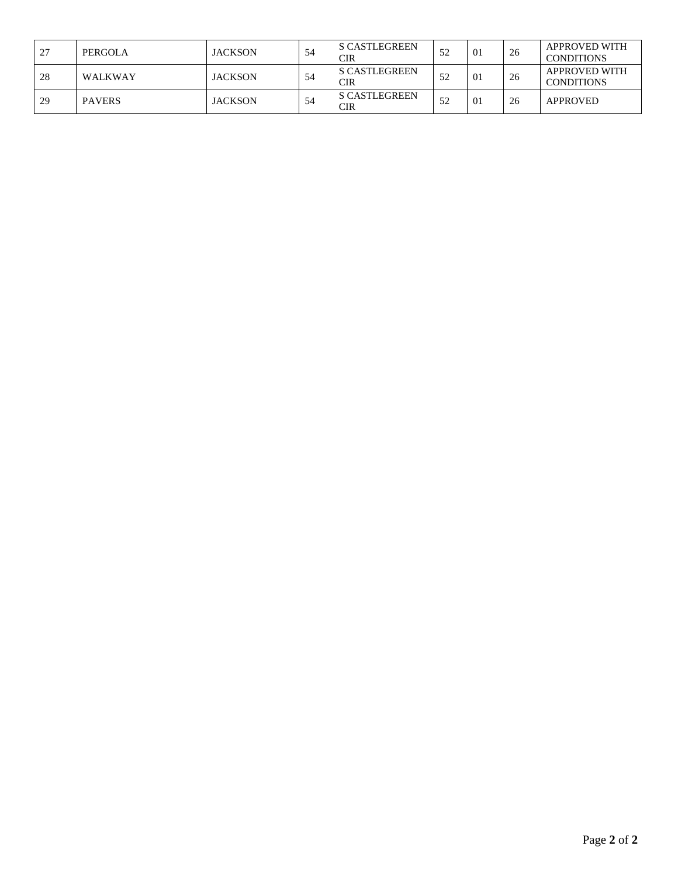| | | | | | | | | |
|---|---|---|---|---|---|---|---|---|
| 27 | PERGOLA | JACKSON | 54 | S CASTLEGREEN CIR | 52 | 01 | 26 | APPROVED WITH CONDITIONS |
| 28 | WALKWAY | JACKSON | 54 | S CASTLEGREEN CIR | 52 | 01 | 26 | APPROVED WITH CONDITIONS |
| 29 | PAVERS | JACKSON | 54 | S CASTLEGREEN CIR | 52 | 01 | 26 | APPROVED |